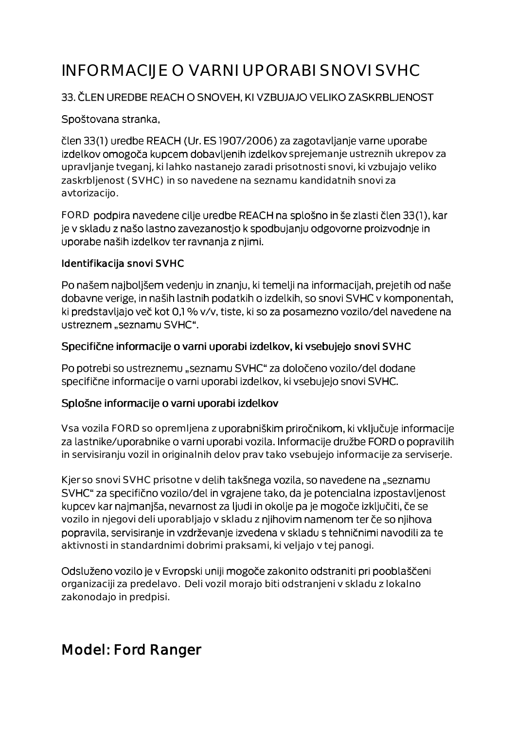# INFORMACIJE O VARNI UPORABI SNOVI SVHC

33. ČLEN UREDBE REACH O SNOVEH, KI VZBUJAJO VELIKO ZASKRBLJENOST

Spoštovana stranka,

člen 33(1) uredbe REACH (Ur. ES 1907/2006) za zagotavljanje varne uporabe izdelkov omogoča kupcem dobavljenih izdelkov sprejemanje ustreznih ukrepov za upravljanje tveganj, ki lahko nastanejo zaradi prisotnosti snovi, ki vzbujajo veliko zaskrbljenost (SVHC) in so navedene na seznamu kandidatnih snovi za avtorizacijo.

FORD podpira navedene cilje uredbe REACH na splošno in še zlasti člen 33(1), kar je v skladu z našo lastno zavezanostjo k spodbujanju odgovorne proizvodnje in uporabe naših izdelkov ter ravnanja z njimi.

### Identifikacija snovi SVHC

Po našem najboljšem vedenju in znanju, ki temelji na informacijah, prejetih od naše dobavne verige, in naših lastnih podatkih o izdelkih, so snovi SVHC v komponentah, ki predstavljajo več kot 0,1 % v/v, tiste, ki so za posamezno vozilo/del navedene na ustreznem „seznamu SVHC".

### Specifične informacije o varni uporabi izdelkov, ki vsebujejo snovi SVHC

Po potrebi so ustreznemu „seznamu SVHC" za določeno vozilo/del dodane specifične informacije o varni uporabi izdelkov, ki vsebujejo snovi SVHC.

### Splošne informacije o varni uporabi izdelkov

Vsa vozila FORD so opremljena z uporabniškim priročnikom, ki vključuje informacije za lastnike/uporabnike o varni uporabi vozila. Informacije družbe FORD o popravilih in servisiranju vozil in originalnih delov prav tako vsebujejo informacije za serviserje.

Kjer so snovi SVHC prisotne v delih takšnega vozila, so navedene na „seznamu SVHC" za specifično vozilo/del in vgrajene tako, da je potencialna izpostavljenost kupcev kar najmanjša, nevarnost za ljudi in okolje pa je mogoče izključiti, če se vozilo in njegovi deli uporabljajo v skladu z njihovim namenom ter če so njihova popravila, servisiranje in vzdrževanje izvedena v skladu s tehničnimi navodili za te aktivnosti in standardnimi dobrimi praksami, ki veljajo v tej panogi.

Odsluženo vozilo je v Evropski uniji mogoče zakonito odstraniti pri pooblaščeni organizaciji za predelavo. Deli vozil morajo biti odstranjeni v skladu z lokalno zakonodajo in predpisi.

## Model: Ford Ranger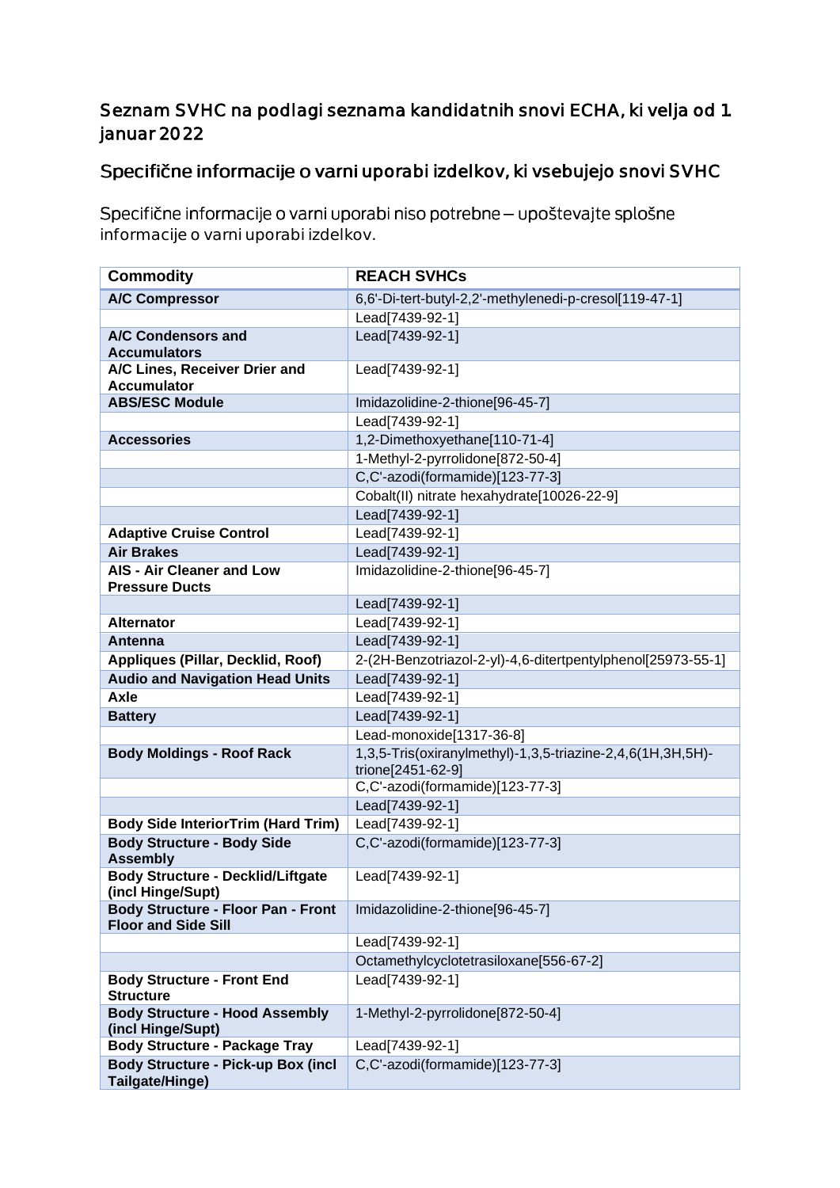## Seznam SVHC na podlagi seznama kandidatnih snovi ECHA, ki velja od 1. januar 2022

## Specifične informacije o varni uporabi izdelkov, ki vsebujejo snovi SVHC

Specifične informacije o varni uporabi niso potrebne – upoštevajte splošne informacije o varni uporabi izdelkov.

| Commodity | REACH SVHCs |
|---|---|
| **A/C Compressor** | 6,6'-Di-tert-butyl-2,2'-methylenedi-p-cresol[119-47-1] |
| | Lead[7439-92-1] |
| **A/C Condensors and Accumulators** | Lead[7439-92-1] |
| **A/C Lines, Receiver Drier and Accumulator** | Lead[7439-92-1] |
| **ABS/ESC Module** | Imidazolidine-2-thione[96-45-7] |
| | Lead[7439-92-1] |
| **Accessories** | 1,2-Dimethoxyethane[110-71-4] |
| | 1-Methyl-2-pyrrolidone[872-50-4] |
| | C,C'-azodi(formamide)[123-77-3] |
| | Cobalt(II) nitrate hexahydrate[10026-22-9] |
| | Lead[7439-92-1] |
| **Adaptive Cruise Control** | Lead[7439-92-1] |
| **Air Brakes** | Lead[7439-92-1] |
| **AIS - Air Cleaner and Low Pressure Ducts** | Imidazolidine-2-thione[96-45-7] |
| | Lead[7439-92-1] |
| **Alternator** | Lead[7439-92-1] |
| **Antenna** | Lead[7439-92-1] |
| **Appliques (Pillar, Decklid, Roof)** | 2-(2H-Benzotriazol-2-yl)-4,6-ditertpentylphenol[25973-55-1] |
| **Audio and Navigation Head Units** | Lead[7439-92-1] |
| **Axle** | Lead[7439-92-1] |
| **Battery** | Lead[7439-92-1] |
| | Lead-monoxide[1317-36-8] |
| **Body Moldings - Roof Rack** | 1,3,5-Tris(oxiranylmethyl)-1,3,5-triazine-2,4,6(1H,3H,5H)-trione[2451-62-9] |
| | C,C'-azodi(formamide)[123-77-3] |
| | Lead[7439-92-1] |
| **Body Side InteriorTrim (Hard Trim)** | Lead[7439-92-1] |
| **Body Structure - Body Side Assembly** | C,C'-azodi(formamide)[123-77-3] |
| **Body Structure - Decklid/Liftgate (incl Hinge/Supt)** | Lead[7439-92-1] |
| **Body Structure - Floor Pan - Front Floor and Side Sill** | Imidazolidine-2-thione[96-45-7] |
| | Lead[7439-92-1] |
| | Octamethylcyclotetrasiloxane[556-67-2] |
| **Body Structure - Front End Structure** | Lead[7439-92-1] |
| **Body Structure - Hood Assembly (incl Hinge/Supt)** | 1-Methyl-2-pyrrolidone[872-50-4] |
| **Body Structure - Package Tray** | Lead[7439-92-1] |
| **Body Structure - Pick-up Box (incl Tailgate/Hinge)** | C,C'-azodi(formamide)[123-77-3] |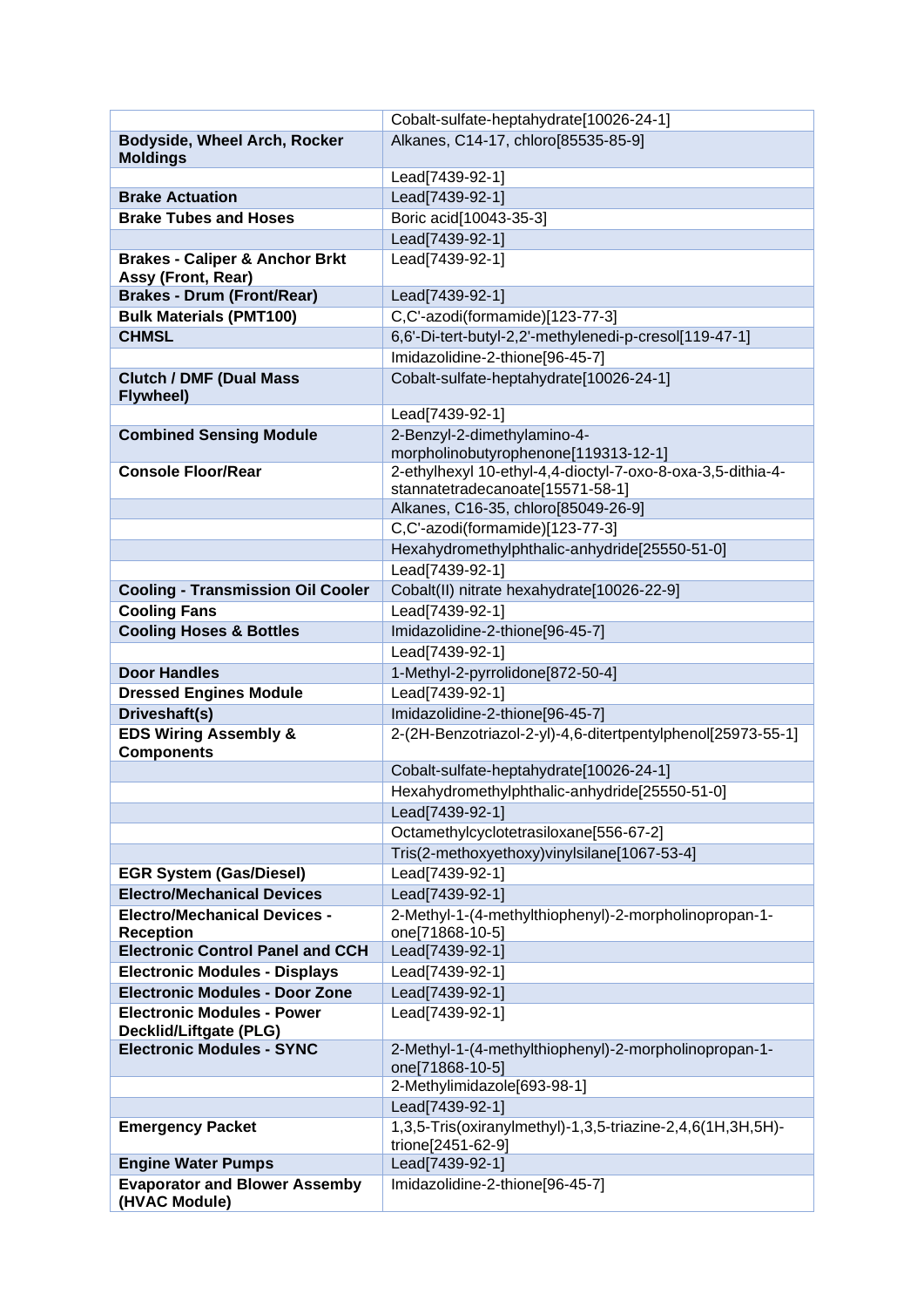| | |
|---|---|
| | Cobalt-sulfate-heptahydrate[10026-24-1] |
| **Bodyside, Wheel Arch, Rocker Moldings** | Alkanes, C14-17, chloro[85535-85-9] |
| | Lead[7439-92-1] |
| **Brake Actuation** | Lead[7439-92-1] |
| **Brake Tubes and Hoses** | Boric acid[10043-35-3] |
| | Lead[7439-92-1] |
| **Brakes - Caliper & Anchor Brkt Assy (Front, Rear)** | Lead[7439-92-1] |
| **Brakes - Drum (Front/Rear)** | Lead[7439-92-1] |
| **Bulk Materials (PMT100)** | C,C'-azodi(formamide)[123-77-3] |
| **CHMSL** | 6,6'-Di-tert-butyl-2,2'-methylenedi-p-cresol[119-47-1] |
| | Imidazolidine-2-thione[96-45-7] |
| **Clutch / DMF (Dual Mass Flywheel)** | Cobalt-sulfate-heptahydrate[10026-24-1] |
| | Lead[7439-92-1] |
| **Combined Sensing Module** | 2-Benzyl-2-dimethylamino-4-morpholinobutyrophenone[119313-12-1] |
| **Console Floor/Rear** | 2-ethylhexyl 10-ethyl-4,4-dioctyl-7-oxo-8-oxa-3,5-dithia-4-stannatetradecanoate[15571-58-1] |
| | Alkanes, C16-35, chloro[85049-26-9] |
| | C,C'-azodi(formamide)[123-77-3] |
| | Hexahydromethylphthalic-anhydride[25550-51-0] |
| | Lead[7439-92-1] |
| **Cooling - Transmission Oil Cooler** | Cobalt(II) nitrate hexahydrate[10026-22-9] |
| **Cooling Fans** | Lead[7439-92-1] |
| **Cooling Hoses & Bottles** | Imidazolidine-2-thione[96-45-7] |
| | Lead[7439-92-1] |
| **Door Handles** | 1-Methyl-2-pyrrolidone[872-50-4] |
| **Dressed Engines Module** | Lead[7439-92-1] |
| **Driveshaft(s)** | Imidazolidine-2-thione[96-45-7] |
| **EDS Wiring Assembly & Components** | 2-(2H-Benzotriazol-2-yl)-4,6-ditertpentylphenol[25973-55-1] |
| | Cobalt-sulfate-heptahydrate[10026-24-1] |
| | Hexahydromethylphthalic-anhydride[25550-51-0] |
| | Lead[7439-92-1] |
| | Octamethylcyclotetrasiloxane[556-67-2] |
| | Tris(2-methoxyethoxy)vinylsilane[1067-53-4] |
| **EGR System (Gas/Diesel)** | Lead[7439-92-1] |
| **Electro/Mechanical Devices** | Lead[7439-92-1] |
| **Electro/Mechanical Devices - Reception** | 2-Methyl-1-(4-methylthiophenyl)-2-morpholinopropan-1-one[71868-10-5] |
| **Electronic Control Panel and CCH** | Lead[7439-92-1] |
| **Electronic Modules - Displays** | Lead[7439-92-1] |
| **Electronic Modules - Door Zone** | Lead[7439-92-1] |
| **Electronic Modules - Power Decklid/Liftgate (PLG)** | Lead[7439-92-1] |
| **Electronic Modules - SYNC** | 2-Methyl-1-(4-methylthiophenyl)-2-morpholinopropan-1-one[71868-10-5] |
| | 2-Methylimidazole[693-98-1] |
| | Lead[7439-92-1] |
| **Emergency Packet** | 1,3,5-Tris(oxiranylmethyl)-1,3,5-triazine-2,4,6(1H,3H,5H)-trione[2451-62-9] |
| **Engine Water Pumps** | Lead[7439-92-1] |
| **Evaporator and Blower Assemby (HVAC Module)** | Imidazolidine-2-thione[96-45-7] |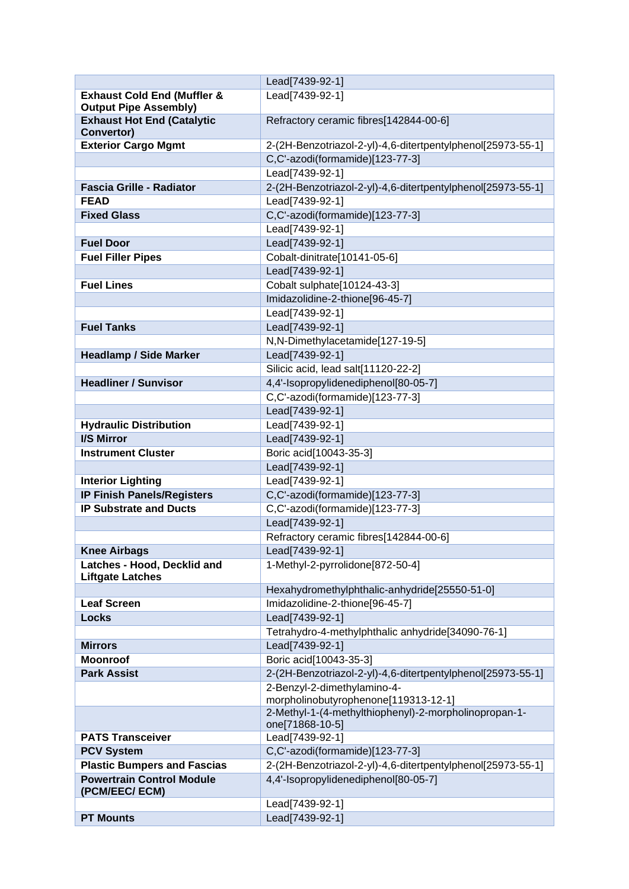| | |
|---|---|
| | Lead[7439-92-1] |
| **Exhaust Cold End (Muffler & Output Pipe Assembly)** | Lead[7439-92-1] |
| **Exhaust Hot End (Catalytic Convertor)** | Refractory ceramic fibres[142844-00-6] |
| **Exterior Cargo Mgmt** | 2-(2H-Benzotriazol-2-yl)-4,6-ditertpentylphenol[25973-55-1] |
| | C,C'-azodi(formamide)[123-77-3] |
| | Lead[7439-92-1] |
| **Fascia Grille - Radiator** | 2-(2H-Benzotriazol-2-yl)-4,6-ditertpentylphenol[25973-55-1] |
| **FEAD** | Lead[7439-92-1] |
| **Fixed Glass** | C,C'-azodi(formamide)[123-77-3] |
| | Lead[7439-92-1] |
| **Fuel Door** | Lead[7439-92-1] |
| **Fuel Filler Pipes** | Cobalt-dinitrate[10141-05-6] |
| | Lead[7439-92-1] |
| **Fuel Lines** | Cobalt sulphate[10124-43-3] |
| | Imidazolidine-2-thione[96-45-7] |
| | Lead[7439-92-1] |
| **Fuel Tanks** | Lead[7439-92-1] |
| | N,N-Dimethylacetamide[127-19-5] |
| **Headlamp / Side Marker** | Lead[7439-92-1] |
| | Silicic acid, lead salt[11120-22-2] |
| **Headliner / Sunvisor** | 4,4'-Isopropylidenediphenol[80-05-7] |
| | C,C'-azodi(formamide)[123-77-3] |
| | Lead[7439-92-1] |
| **Hydraulic Distribution** | Lead[7439-92-1] |
| **I/S Mirror** | Lead[7439-92-1] |
| **Instrument Cluster** | Boric acid[10043-35-3] |
| | Lead[7439-92-1] |
| **Interior Lighting** | Lead[7439-92-1] |
| **IP Finish Panels/Registers** | C,C'-azodi(formamide)[123-77-3] |
| **IP Substrate and Ducts** | C,C'-azodi(formamide)[123-77-3] |
| | Lead[7439-92-1] |
| | Refractory ceramic fibres[142844-00-6] |
| **Knee Airbags** | Lead[7439-92-1] |
| **Latches - Hood, Decklid and Liftgate Latches** | 1-Methyl-2-pyrrolidone[872-50-4] |
| | Hexahydromethylphthalic-anhydride[25550-51-0] |
| **Leaf Screen** | Imidazolidine-2-thione[96-45-7] |
| **Locks** | Lead[7439-92-1] |
| | Tetrahydro-4-methylphthalic anhydride[34090-76-1] |
| **Mirrors** | Lead[7439-92-1] |
| **Moonroof** | Boric acid[10043-35-3] |
| **Park Assist** | 2-(2H-Benzotriazol-2-yl)-4,6-ditertpentylphenol[25973-55-1] |
| | 2-Benzyl-2-dimethylamino-4-morpholinobutyrophenone[119313-12-1] |
| | 2-Methyl-1-(4-methylthiophenyl)-2-morpholinopropan-1-one[71868-10-5] |
| **PATS Transceiver** | Lead[7439-92-1] |
| **PCV System** | C,C'-azodi(formamide)[123-77-3] |
| **Plastic Bumpers and Fascias** | 2-(2H-Benzotriazol-2-yl)-4,6-ditertpentylphenol[25973-55-1] |
| **Powertrain Control Module (PCM/EEC/ ECM)** | 4,4'-Isopropylidenediphenol[80-05-7] |
| | Lead[7439-92-1] |
| **PT Mounts** | Lead[7439-92-1] |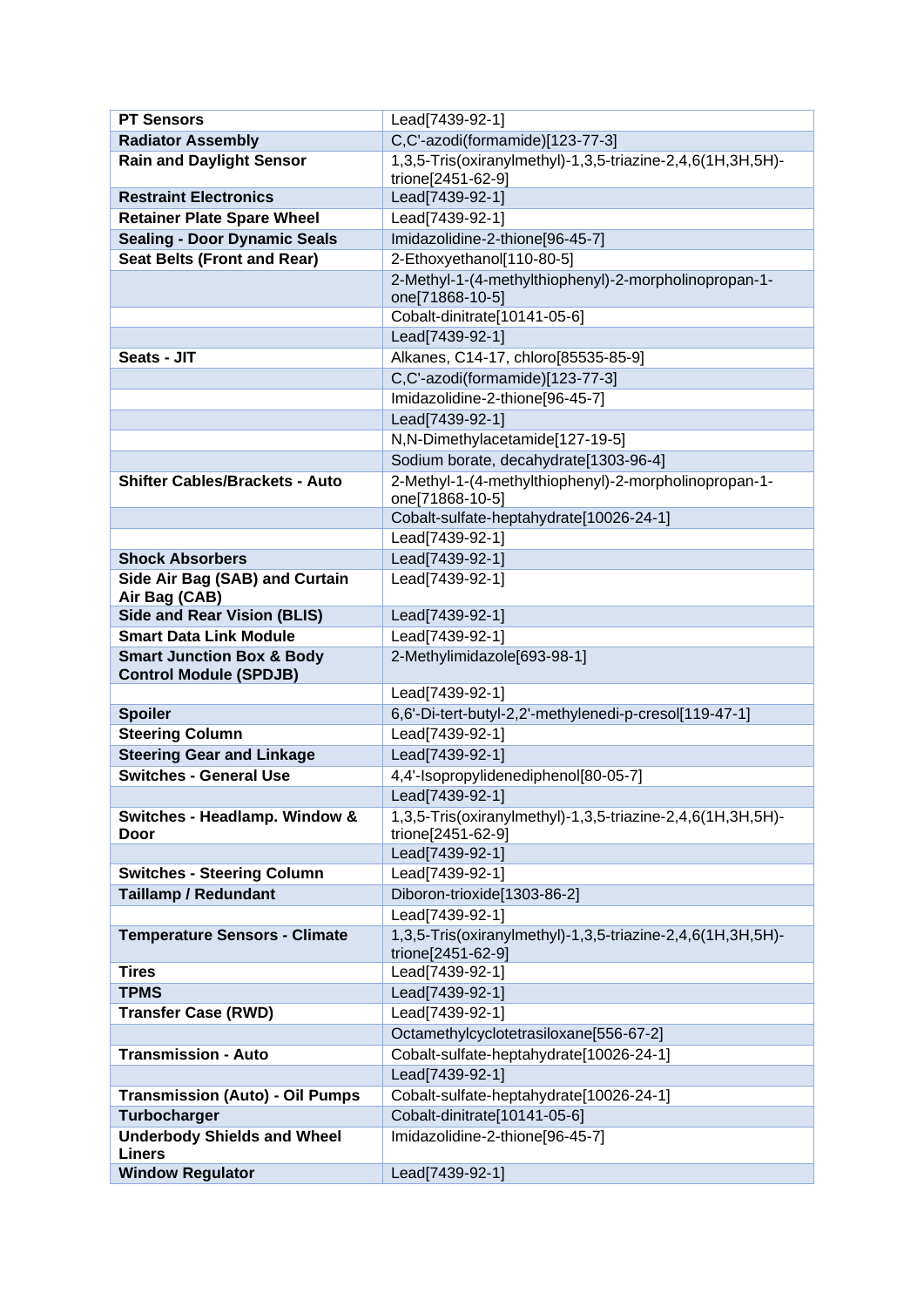| **PT Sensors** | Lead[7439-92-1] |
|---|---|
| **Radiator Assembly** | C,C'-azodi(formamide)[123-77-3] |
| **Rain and Daylight Sensor** | 1,3,5-Tris(oxiranylmethyl)-1,3,5-triazine-2,4,6(1H,3H,5H)-trione[2451-62-9] |
| **Restraint Electronics** | Lead[7439-92-1] |
| **Retainer Plate Spare Wheel** | Lead[7439-92-1] |
| **Sealing - Door Dynamic Seals** | Imidazolidine-2-thione[96-45-7] |
| **Seat Belts (Front and Rear)** | 2-Ethoxyethanol[110-80-5] |
| | 2-Methyl-1-(4-methylthiophenyl)-2-morpholinopropan-1-one[71868-10-5] |
| | Cobalt-dinitrate[10141-05-6] |
| | Lead[7439-92-1] |
| **Seats - JIT** | Alkanes, C14-17, chloro[85535-85-9] |
| | C,C'-azodi(formamide)[123-77-3] |
| | Imidazolidine-2-thione[96-45-7] |
| | Lead[7439-92-1] |
| | N,N-Dimethylacetamide[127-19-5] |
| | Sodium borate, decahydrate[1303-96-4] |
| **Shifter Cables/Brackets - Auto** | 2-Methyl-1-(4-methylthiophenyl)-2-morpholinopropan-1-one[71868-10-5] |
| | Cobalt-sulfate-heptahydrate[10026-24-1] |
| | Lead[7439-92-1] |
| **Shock Absorbers** | Lead[7439-92-1] |
| **Side Air Bag (SAB) and Curtain Air Bag (CAB)** | Lead[7439-92-1] |
| **Side and Rear Vision (BLIS)** | Lead[7439-92-1] |
| **Smart Data Link Module** | Lead[7439-92-1] |
| **Smart Junction Box & Body Control Module (SPDJB)** | 2-Methylimidazole[693-98-1] |
| | Lead[7439-92-1] |
| **Spoiler** | 6,6'-Di-tert-butyl-2,2'-methylenedi-p-cresol[119-47-1] |
| **Steering Column** | Lead[7439-92-1] |
| **Steering Gear and Linkage** | Lead[7439-92-1] |
| **Switches - General Use** | 4,4'-Isopropylidenediphenol[80-05-7] |
| | Lead[7439-92-1] |
| **Switches - Headlamp. Window & Door** | 1,3,5-Tris(oxiranylmethyl)-1,3,5-triazine-2,4,6(1H,3H,5H)-trione[2451-62-9] |
| | Lead[7439-92-1] |
| **Switches - Steering Column** | Lead[7439-92-1] |
| **Taillamp / Redundant** | Diboron-trioxide[1303-86-2] |
| | Lead[7439-92-1] |
| **Temperature Sensors - Climate** | 1,3,5-Tris(oxiranylmethyl)-1,3,5-triazine-2,4,6(1H,3H,5H)-trione[2451-62-9] |
| **Tires** | Lead[7439-92-1] |
| **TPMS** | Lead[7439-92-1] |
| **Transfer Case (RWD)** | Lead[7439-92-1] |
| | Octamethylcyclotetrasiloxane[556-67-2] |
| **Transmission - Auto** | Cobalt-sulfate-heptahydrate[10026-24-1] |
| | Lead[7439-92-1] |
| **Transmission (Auto) - Oil Pumps** | Cobalt-sulfate-heptahydrate[10026-24-1] |
| **Turbocharger** | Cobalt-dinitrate[10141-05-6] |
| **Underbody Shields and Wheel Liners** | Imidazolidine-2-thione[96-45-7] |
| **Window Regulator** | Lead[7439-92-1] |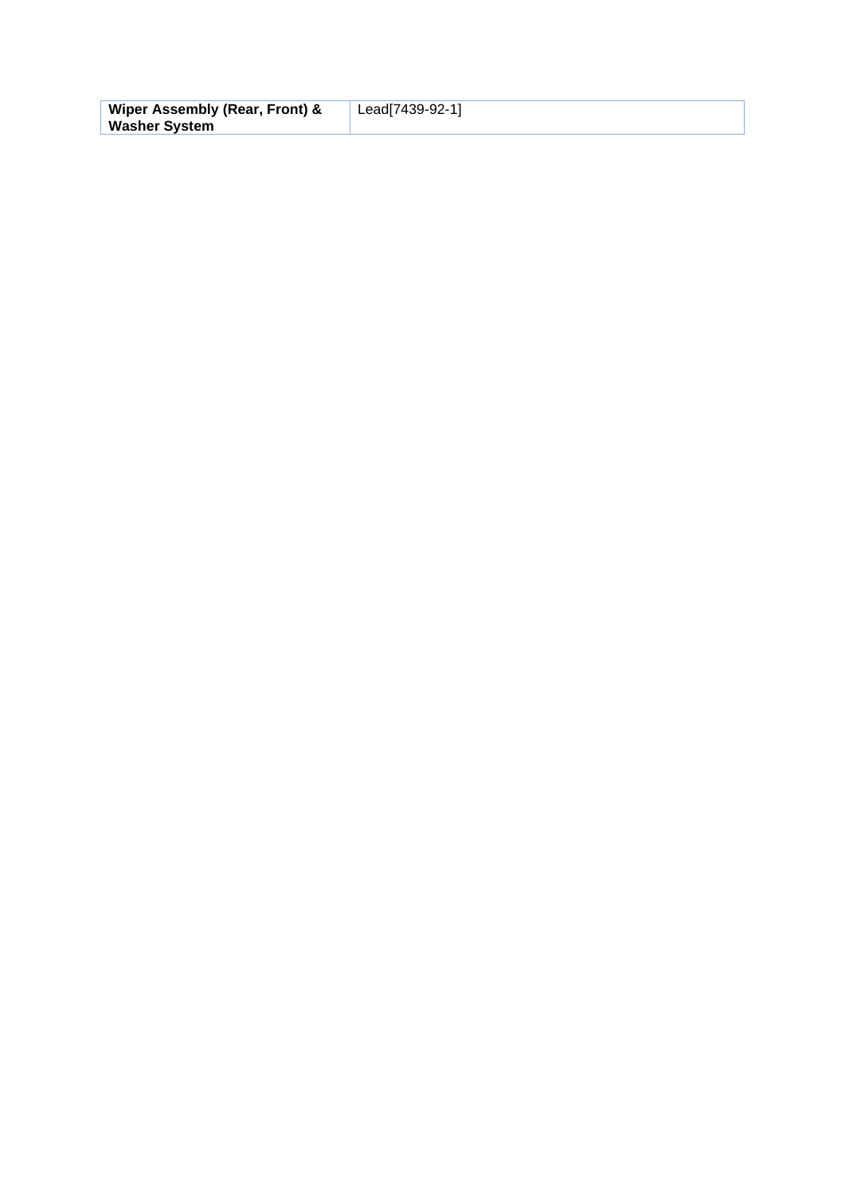| | |
|---|---|
| **Wiper Assembly (Rear, Front) & Washer System** | Lead[7439-92-1] |